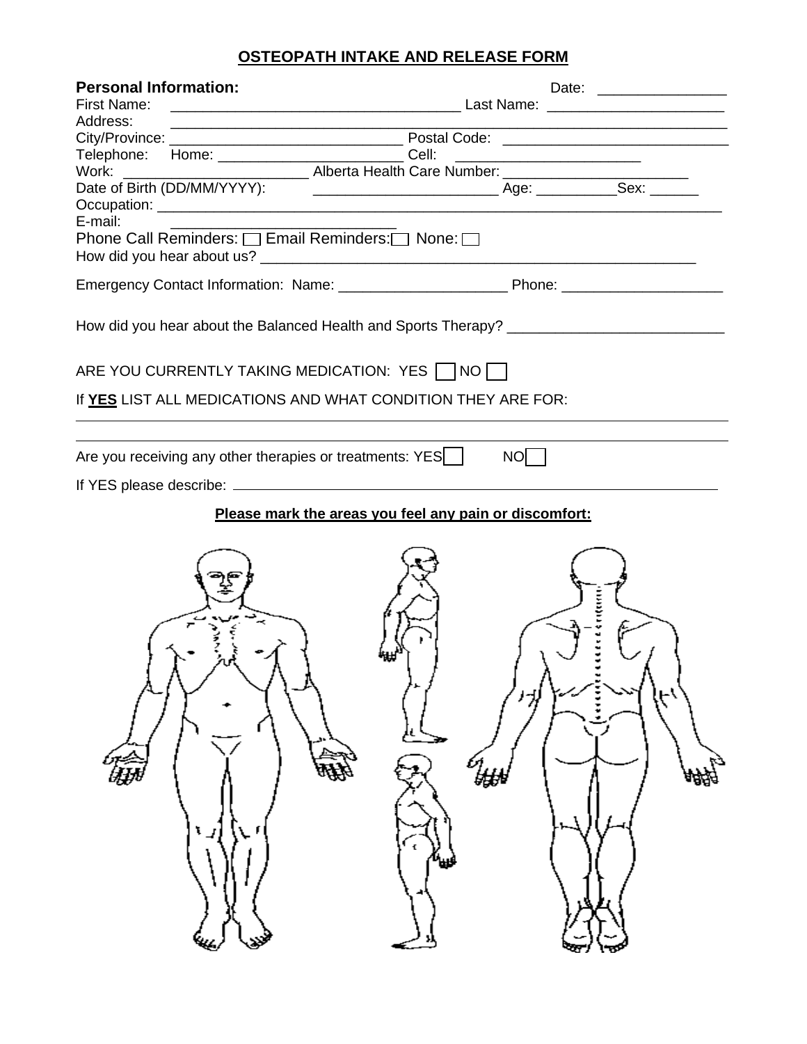# OSTEOPATH INTAKE AND RELEASE FORM

**Personal Information:** Date: ________________

First Name: ____________________________________ Last Name: ______________________

Address: ____________________________________________________________________

City/Province: ____________________________ Postal Code: ____________________________

Telephone: Home: ________________________ Cell: _______________________

Work: _______________________ Alberta Health Care Number: _______________________

Date of Birth (DD/MM/YYYY): _______________________ Age: __________Sex: ______

Occupation: ________________________________________________________________________

E-mail: ____________________________

Phone Call Reminders: ☐ Email Reminders: ☐ None: ☐

How did you hear about us? _______________________________________________________

Emergency Contact Information: Name: _____________________ Phone: ____________________

How did you hear about the Balanced Health and Sports Therapy? ___________________________

ARE YOU CURRENTLY TAKING MEDICATION: YES ☐ NO ☐

If **YES** LIST ALL MEDICATIONS AND WHAT CONDITION THEY ARE FOR:

_______________________________________________________________________________

_______________________________________________________________________________

Are you receiving any other therapies or treatments: YES ☐ NO ☐

If YES please describe: ______________________________________________________________

**Please mark the areas you feel any pain or discomfort:**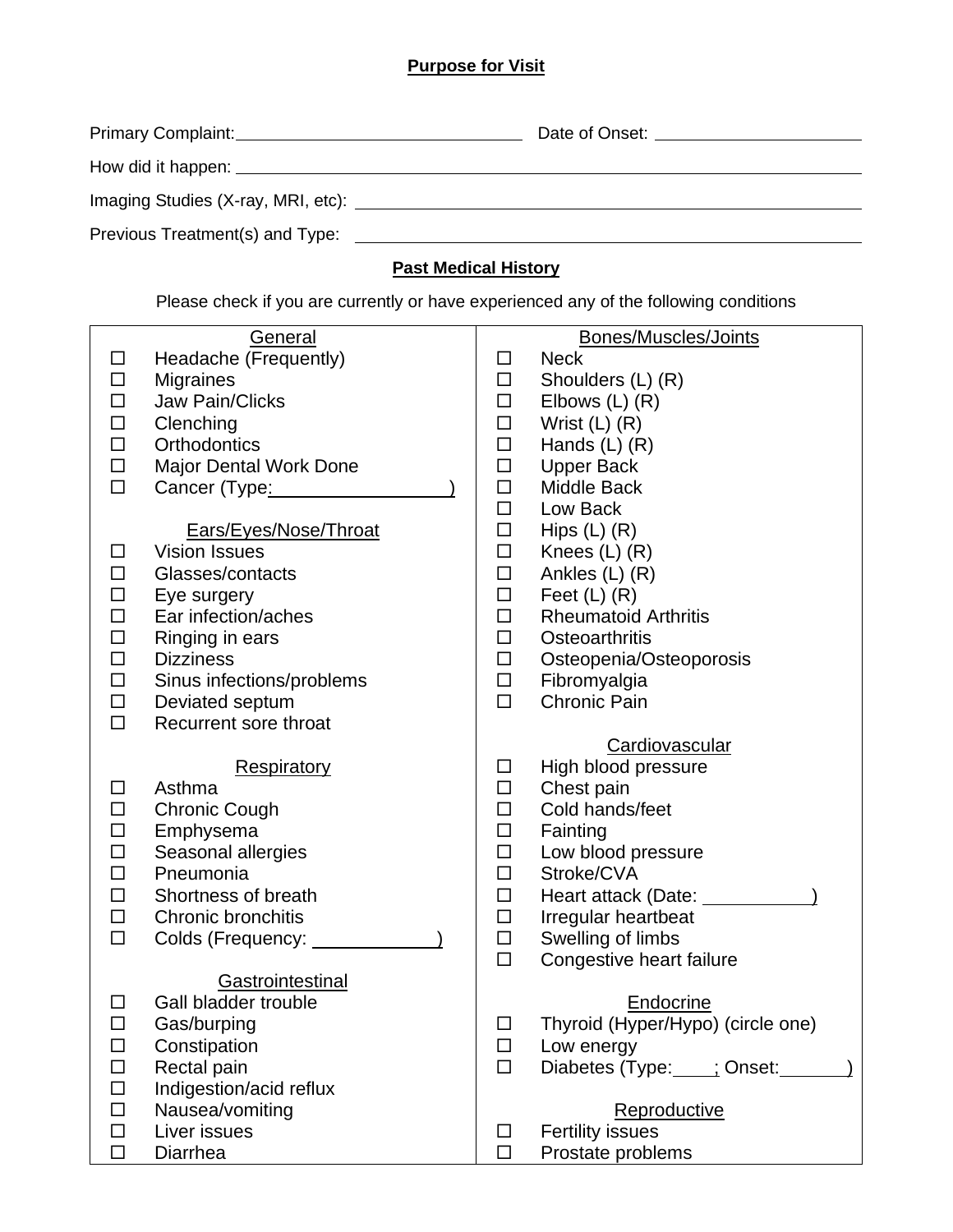**Purpose for Visit**

Primary Complaint: ______________________________ Date of Onset: ____________________

How did it happen: ____________________________________________________________

Imaging Studies (X-ray, MRI, etc): ______________________________________________

Previous Treatment(s) and Type: ________________________________________________

**Past Medical History**

Please check if you are currently or have experienced any of the following conditions

General

- ☐ Headache (Frequently)
- ☐ Migraines
- ☐ Jaw Pain/Clicks
- ☐ Clenching
- ☐ Orthodontics
- ☐ Major Dental Work Done
- ☐ Cancer (Type:________________)

Ears/Eyes/Nose/Throat

- ☐ Vision Issues
- ☐ Glasses/contacts
- ☐ Eye surgery
- ☐ Ear infection/aches
- ☐ Ringing in ears
- ☐ Dizziness
- ☐ Sinus infections/problems
- ☐ Deviated septum
- ☐ Recurrent sore throat

Respiratory

- ☐ Asthma
- ☐ Chronic Cough
- ☐ Emphysema
- ☐ Seasonal allergies
- ☐ Pneumonia
- ☐ Shortness of breath
- ☐ Chronic bronchitis
- ☐ Colds (Frequency: ___________)

Gastrointestinal

- ☐ Gall bladder trouble
- ☐ Gas/burping
- ☐ Constipation
- ☐ Rectal pain
- ☐ Indigestion/acid reflux
- ☐ Nausea/vomiting
- ☐ Liver issues
- ☐ Diarrhea

Bones/Muscles/Joints

- ☐ Neck
- ☐ Shoulders (L) (R)
- ☐ Elbows (L) (R)
- ☐ Wrist (L) (R)
- ☐ Hands (L) (R)
- ☐ Upper Back
- ☐ Middle Back
- ☐ Low Back
- ☐ Hips (L) (R)
- ☐ Knees (L) (R)
- ☐ Ankles (L) (R)
- ☐ Feet (L) (R)
- ☐ Rheumatoid Arthritis
- ☐ Osteoarthritis
- ☐ Osteopenia/Osteoporosis
- ☐ Fibromyalgia
- ☐ Chronic Pain

Cardiovascular

- ☐ High blood pressure
- ☐ Chest pain
- ☐ Cold hands/feet
- ☐ Fainting
- ☐ Low blood pressure
- ☐ Stroke/CVA
- ☐ Heart attack (Date: __________)
- ☐ Irregular heartbeat
- ☐ Swelling of limbs
- ☐ Congestive heart failure

Endocrine

- ☐ Thyroid (Hyper/Hypo) (circle one)
- ☐ Low energy
- ☐ Diabetes (Type:____; Onset:______)

Reproductive

- ☐ Fertility issues
- ☐ Prostate problems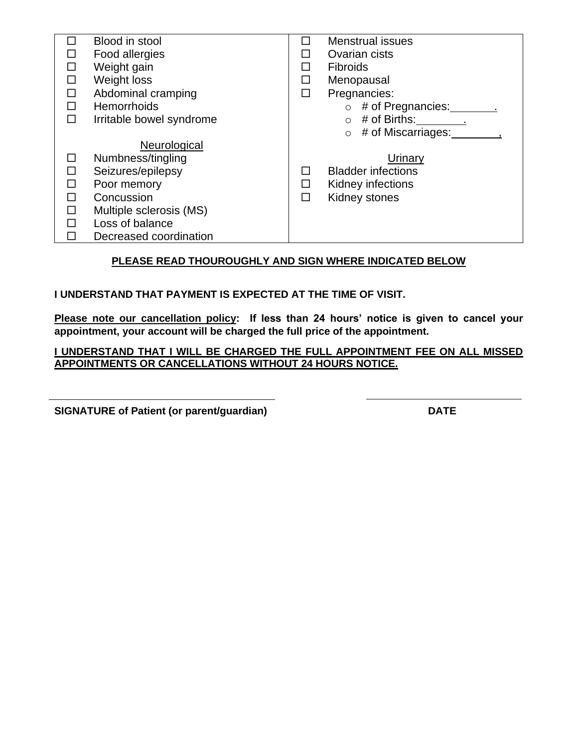| | |
|---|---|
| ☐ Blood in stool<br>☐ Food allergies<br>☐ Weight gain<br>☐ Weight loss<br>☐ Abdominal cramping<br>☐ Hemorrhoids<br>☐ Irritable bowel syndrome<br><br><u>Neurological</u><br>☐ Numbness/tingling<br>☐ Seizures/epilepsy<br>☐ Poor memory<br>☐ Concussion<br>☐ Multiple sclerosis (MS)<br>☐ Loss of balance<br>☐ Decreased coordination | ☐ Menstrual issues<br>☐ Ovarian cists<br>☐ Fibroids<br>☐ Menopausal<br>☐ Pregnancies:<br>○ # of Pregnancies:_______.<br>○ # of Births:_______.<br>○ # of Miscarriages:_______,<br><br><u>Urinary</u><br>☐ Bladder infections<br>☐ Kidney infections<br>☐ Kidney stones |

**<u>PLEASE READ THOUROUGHLY AND SIGN WHERE INDICATED BELOW</u>**

**I UNDERSTAND THAT PAYMENT IS EXPECTED AT THE TIME OF VISIT.**

**<u>Please note our cancellation policy</u>: If less than 24 hours' notice is given to cancel your appointment, your account will be charged the full price of the appointment.**

**<u>I UNDERSTAND THAT I WILL BE CHARGED THE FULL APPOINTMENT FEE ON ALL MISSED APPOINTMENTS OR CANCELLATIONS WITHOUT 24 HOURS NOTICE.</u>**

_______________________________________ _______________________

**SIGNATURE of Patient (or parent/guardian)** **DATE**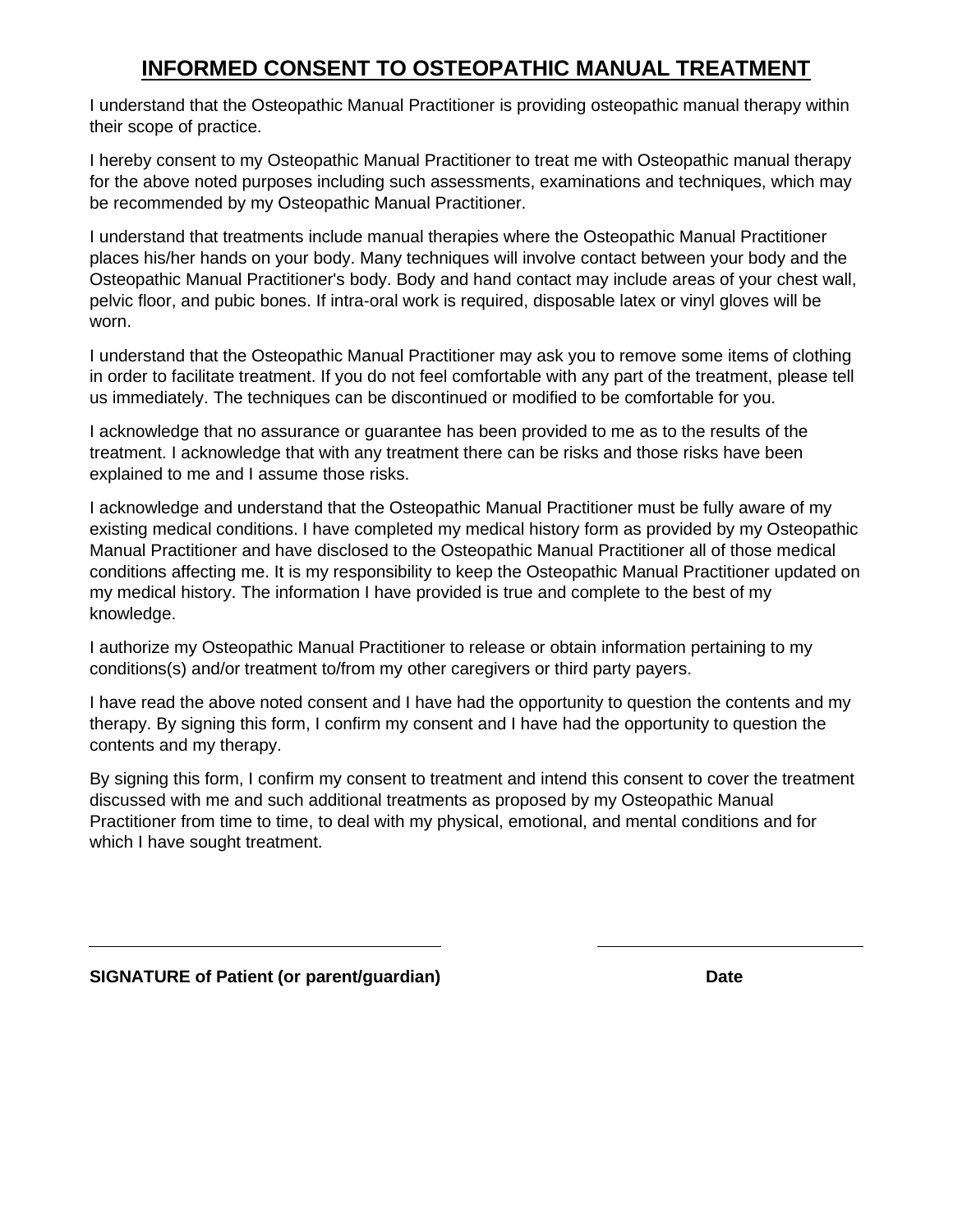# INFORMED CONSENT TO OSTEOPATHIC MANUAL TREATMENT

I understand that the Osteopathic Manual Practitioner is providing osteopathic manual therapy within their scope of practice.

I hereby consent to my Osteopathic Manual Practitioner to treat me with Osteopathic manual therapy for the above noted purposes including such assessments, examinations and techniques, which may be recommended by my Osteopathic Manual Practitioner.

I understand that treatments include manual therapies where the Osteopathic Manual Practitioner places his/her hands on your body. Many techniques will involve contact between your body and the Osteopathic Manual Practitioner's body. Body and hand contact may include areas of your chest wall, pelvic floor, and pubic bones. If intra-oral work is required, disposable latex or vinyl gloves will be worn.

I understand that the Osteopathic Manual Practitioner may ask you to remove some items of clothing in order to facilitate treatment. If you do not feel comfortable with any part of the treatment, please tell us immediately. The techniques can be discontinued or modified to be comfortable for you.

I acknowledge that no assurance or guarantee has been provided to me as to the results of the treatment. I acknowledge that with any treatment there can be risks and those risks have been explained to me and I assume those risks.

I acknowledge and understand that the Osteopathic Manual Practitioner must be fully aware of my existing medical conditions. I have completed my medical history form as provided by my Osteopathic Manual Practitioner and have disclosed to the Osteopathic Manual Practitioner all of those medical conditions affecting me. It is my responsibility to keep the Osteopathic Manual Practitioner updated on my medical history. The information I have provided is true and complete to the best of my knowledge.

I authorize my Osteopathic Manual Practitioner to release or obtain information pertaining to my conditions(s) and/or treatment to/from my other caregivers or third party payers.

I have read the above noted consent and I have had the opportunity to question the contents and my therapy. By signing this form, I confirm my consent and I have had the opportunity to question the contents and my therapy.

By signing this form, I confirm my consent to treatment and intend this consent to cover the treatment discussed with me and such additional treatments as proposed by my Osteopathic Manual Practitioner from time to time, to deal with my physical, emotional, and mental conditions and for which I have sought treatment.

\_\_\_\_\_\_\_\_\_\_\_\_\_\_\_\_\_\_\_\_\_\_\_\_\_\_\_\_\_\_\_\_\_\_\_\_ \_\_\_\_\_\_\_\_\_\_\_\_\_\_\_\_\_\_\_\_\_\_\_\_\_\_\_

**SIGNATURE of Patient (or parent/guardian)** **Date**